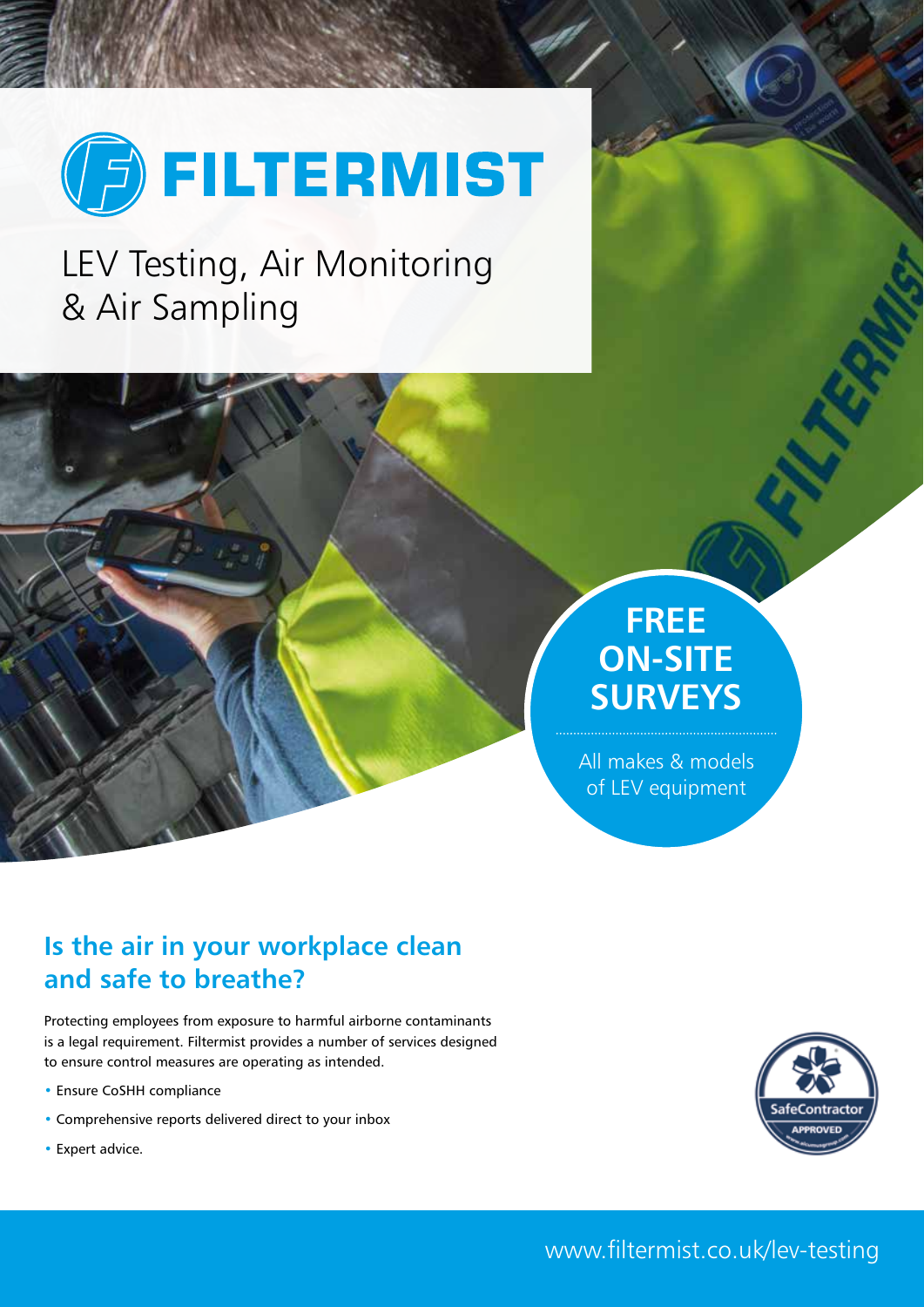# FILTERMIST

LEV Testing, Air Monitoring & Air Sampling

**FREE ON-SITE SURVEYS**

All makes & models of LEV equipment

## Is the air in your workplace clean and safe to breathe?

Protecting employees from exposure to harmful airborne contaminants is a legal requirement. Filtermist provides a number of services designed to ensure control measures are operating as intended.

- Ensure CoSHH compliance
- Comprehensive reports delivered direct to your inbox
- Expert advice.

SafeContractor APPROVED

www.filtermist.co.uk/lev-testing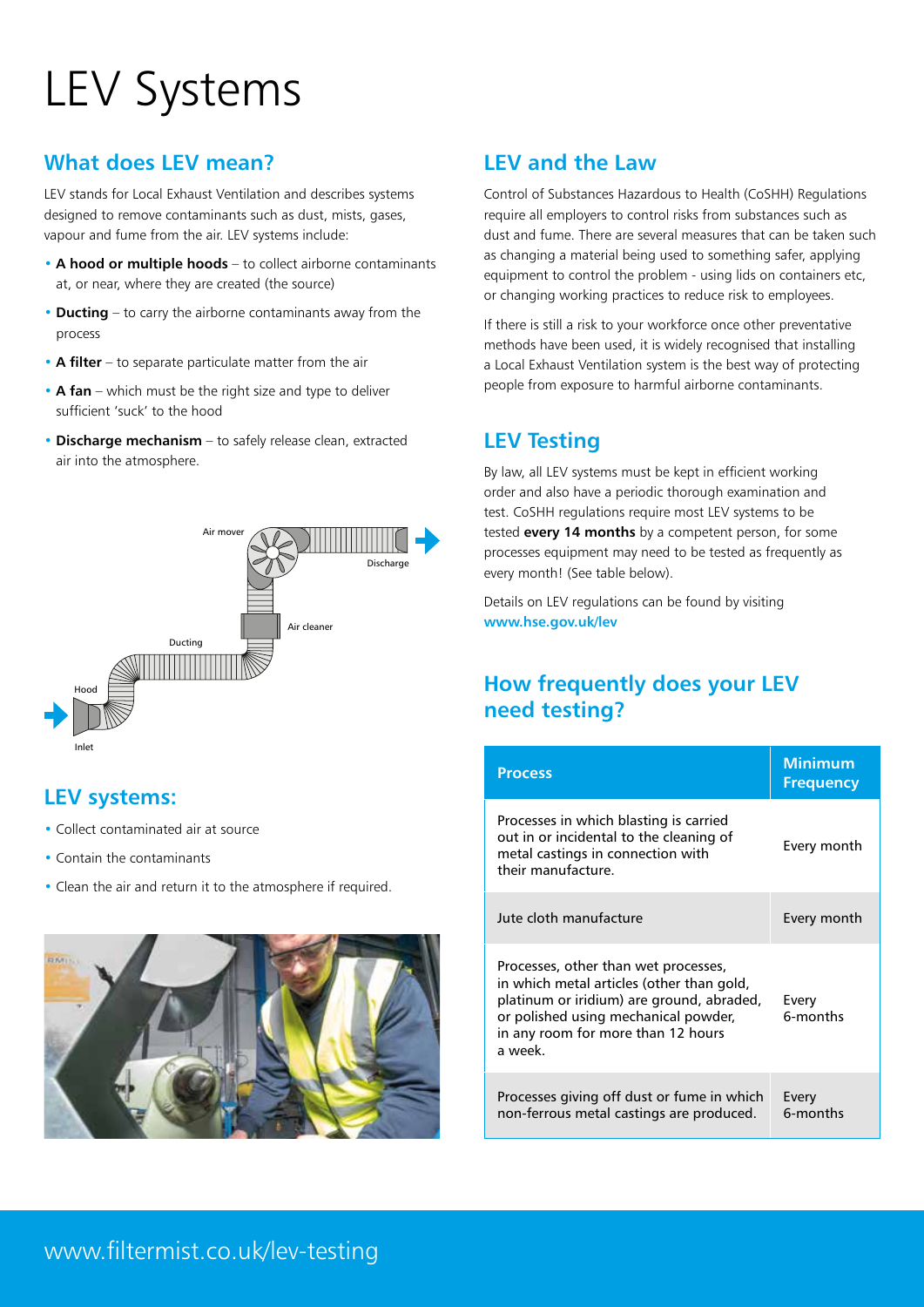# LEV Systems

## What does LEV mean?

LEV stands for Local Exhaust Ventilation and describes systems designed to remove contaminants such as dust, mists, gases, vapour and fume from the air. LEV systems include:

- **A hood or multiple hoods** – to collect airborne contaminants at, or near, where they are created (the source)
- **Ducting** – to carry the airborne contaminants away from the process
- **A filter** – to separate particulate matter from the air
- **A fan** – which must be the right size and type to deliver sufficient 'suck' to the hood
- **Discharge mechanism** – to safely release clean, extracted air into the atmosphere.

Air mover

Discharge

Air cleaner

Ducting

Hood

Inlet

## LEV systems:

- Collect contaminated air at source
- Contain the contaminants
- Clean the air and return it to the atmosphere if required.

## LEV and the Law

Control of Substances Hazardous to Health (CoSHH) Regulations require all employers to control risks from substances such as dust and fume. There are several measures that can be taken such as changing a material being used to something safer, applying equipment to control the problem - using lids on containers etc, or changing working practices to reduce risk to employees.

If there is still a risk to your workforce once other preventative methods have been used, it is widely recognised that installing a Local Exhaust Ventilation system is the best way of protecting people from exposure to harmful airborne contaminants.

## LEV Testing

By law, all LEV systems must be kept in efficient working order and also have a periodic thorough examination and test. CoSHH regulations require most LEV systems to be tested **every 14 months** by a competent person, for some processes equipment may need to be tested as frequently as every month! (See table below).

Details on LEV regulations can be found by visiting **www.hse.gov.uk/lev**

## How frequently does your LEV need testing?

| Process | Minimum Frequency |
|---|---|
| Processes in which blasting is carried out in or incidental to the cleaning of metal castings in connection with their manufacture. | Every month |
| Jute cloth manufacture | Every month |
| Processes, other than wet processes, in which metal articles (other than gold, platinum or iridium) are ground, abraded, or polished using mechanical powder, in any room for more than 12 hours a week. | Every 6-months |
| Processes giving off dust or fume in which non-ferrous metal castings are produced. | Every 6-months |

www.filtermist.co.uk/lev-testing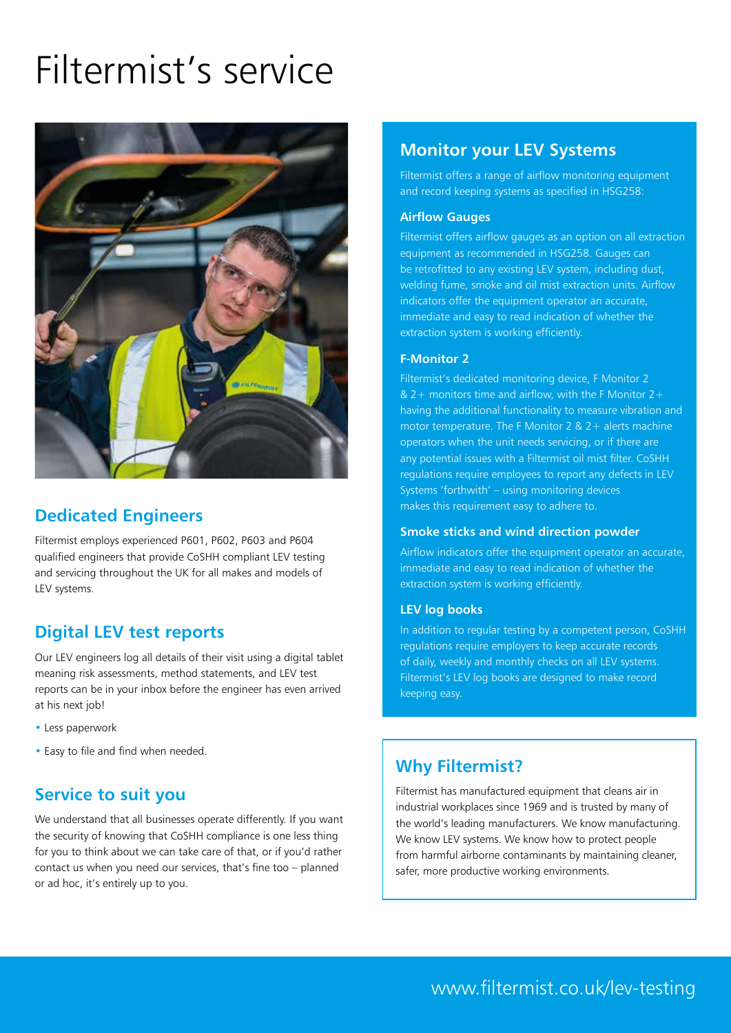# Filtermist's service

## Dedicated Engineers

Filtermist employs experienced P601, P602, P603 and P604 qualified engineers that provide CoSHH compliant LEV testing and servicing throughout the UK for all makes and models of LEV systems.

## Digital LEV test reports

Our LEV engineers log all details of their visit using a digital tablet meaning risk assessments, method statements, and LEV test reports can be in your inbox before the engineer has even arrived at his next job!

- Less paperwork
- Easy to file and find when needed.

## Service to suit you

We understand that all businesses operate differently. If you want the security of knowing that CoSHH compliance is one less thing for you to think about we can take care of that, or if you'd rather contact us when you need our services, that's fine too – planned or ad hoc, it's entirely up to you.

## Monitor your LEV Systems

Filtermist offers a range of airflow monitoring equipment and record keeping systems as specified in HSG258:

### Airflow Gauges

Filtermist offers airflow gauges as an option on all extraction equipment as recommended in HSG258. Gauges can be retrofitted to any existing LEV system, including dust, welding fume, smoke and oil mist extraction units. Airflow indicators offer the equipment operator an accurate, immediate and easy to read indication of whether the extraction system is working efficiently.

### F-Monitor 2

Filtermist's dedicated monitoring device, F Monitor 2 & 2+ monitors time and airflow, with the F Monitor 2+ having the additional functionality to measure vibration and motor temperature. The F Monitor 2 & 2+ alerts machine operators when the unit needs servicing, or if there are any potential issues with a Filtermist oil mist filter. CoSHH regulations require employees to report any defects in LEV Systems 'forthwith' – using monitoring devices makes this requirement easy to adhere to.

### Smoke sticks and wind direction powder

Airflow indicators offer the equipment operator an accurate, immediate and easy to read indication of whether the extraction system is working efficiently.

### LEV log books

In addition to regular testing by a competent person, CoSHH regulations require employers to keep accurate records of daily, weekly and monthly checks on all LEV systems. Filtermist's LEV log books are designed to make record keeping easy.

## Why Filtermist?

Filtermist has manufactured equipment that cleans air in industrial workplaces since 1969 and is trusted by many of the world's leading manufacturers. We know manufacturing. We know LEV systems. We know how to protect people from harmful airborne contaminants by maintaining cleaner, safer, more productive working environments.

www.filtermist.co.uk/lev-testing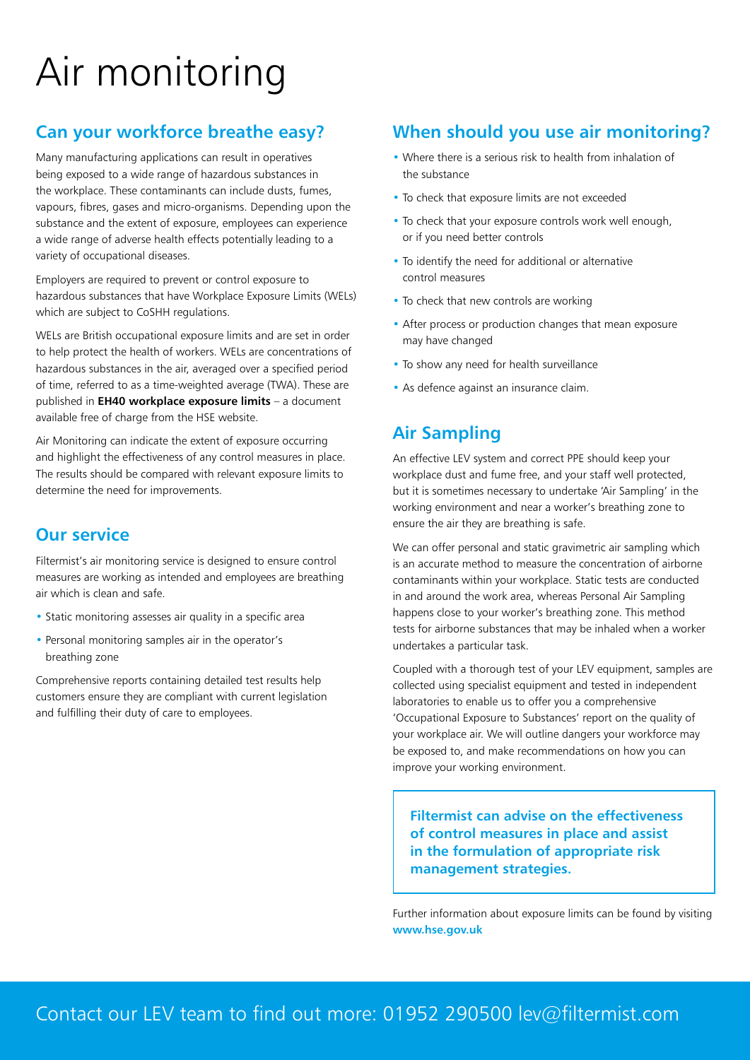# Air monitoring

## Can your workforce breathe easy?

Many manufacturing applications can result in operatives being exposed to a wide range of hazardous substances in the workplace. These contaminants can include dusts, fumes, vapours, fibres, gases and micro-organisms. Depending upon the substance and the extent of exposure, employees can experience a wide range of adverse health effects potentially leading to a variety of occupational diseases.

Employers are required to prevent or control exposure to hazardous substances that have Workplace Exposure Limits (WELs) which are subject to CoSHH regulations.

WELs are British occupational exposure limits and are set in order to help protect the health of workers. WELs are concentrations of hazardous substances in the air, averaged over a specified period of time, referred to as a time-weighted average (TWA). These are published in **EH40 workplace exposure limits** – a document available free of charge from the HSE website.

Air Monitoring can indicate the extent of exposure occurring and highlight the effectiveness of any control measures in place. The results should be compared with relevant exposure limits to determine the need for improvements.

## Our service

Filtermist's air monitoring service is designed to ensure control measures are working as intended and employees are breathing air which is clean and safe.

- Static monitoring assesses air quality in a specific area
- Personal monitoring samples air in the operator's breathing zone

Comprehensive reports containing detailed test results help customers ensure they are compliant with current legislation and fulfilling their duty of care to employees.

## When should you use air monitoring?

- Where there is a serious risk to health from inhalation of the substance
- To check that exposure limits are not exceeded
- To check that your exposure controls work well enough, or if you need better controls
- To identify the need for additional or alternative control measures
- To check that new controls are working
- After process or production changes that mean exposure may have changed
- To show any need for health surveillance
- As defence against an insurance claim.

## Air Sampling

An effective LEV system and correct PPE should keep your workplace dust and fume free, and your staff well protected, but it is sometimes necessary to undertake 'Air Sampling' in the working environment and near a worker's breathing zone to ensure the air they are breathing is safe.

We can offer personal and static gravimetric air sampling which is an accurate method to measure the concentration of airborne contaminants within your workplace. Static tests are conducted in and around the work area, whereas Personal Air Sampling happens close to your worker's breathing zone. This method tests for airborne substances that may be inhaled when a worker undertakes a particular task.

Coupled with a thorough test of your LEV equipment, samples are collected using specialist equipment and tested in independent laboratories to enable us to offer you a comprehensive 'Occupational Exposure to Substances' report on the quality of your workplace air. We will outline dangers your workforce may be exposed to, and make recommendations on how you can improve your working environment.

**Filtermist can advise on the effectiveness of control measures in place and assist in the formulation of appropriate risk management strategies.**

Further information about exposure limits can be found by visiting **www.hse.gov.uk**

Contact our LEV team to find out more: 01952 290500 lev@filtermist.com